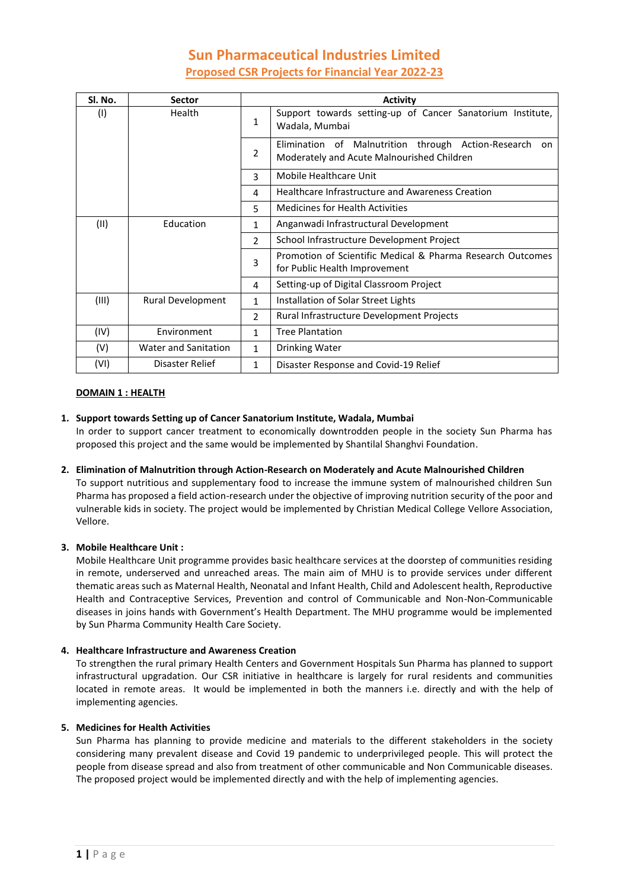# Sun Pharmaceutical Industries Limited

## Proposed CSR Projects for Financial Year 2022-23

| Sl. No. | Sector | | Activity |
|---|---|---|---|
| (I) | Health | 1 | Support towards setting-up of Cancer Sanatorium Institute, Wadala, Mumbai |
| | | 2 | Elimination of Malnutrition through Action-Research on Moderately and Acute Malnourished Children |
| | | 3 | Mobile Healthcare Unit |
| | | 4 | Healthcare Infrastructure and Awareness Creation |
| | | 5 | Medicines for Health Activities |
| (II) | Education | 1 | Anganwadi Infrastructural Development |
| | | 2 | School Infrastructure Development Project |
| | | 3 | Promotion of Scientific Medical & Pharma Research Outcomes for Public Health Improvement |
| | | 4 | Setting-up of Digital Classroom Project |
| (III) | Rural Development | 1 | Installation of Solar Street Lights |
| | | 2 | Rural Infrastructure Development Projects |
| (IV) | Environment | 1 | Tree Plantation |
| (V) | Water and Sanitation | 1 | Drinking Water |
| (VI) | Disaster Relief | 1 | Disaster Response and Covid-19 Relief |

**DOMAIN 1 : HEALTH**

1. **Support towards Setting up of Cancer Sanatorium Institute, Wadala, Mumbai**
   In order to support cancer treatment to economically downtrodden people in the society Sun Pharma has proposed this project and the same would be implemented by Shantilal Shanghvi Foundation.

2. **Elimination of Malnutrition through Action-Research on Moderately and Acute Malnourished Children**
   To support nutritious and supplementary food to increase the immune system of malnourished children Sun Pharma has proposed a field action-research under the objective of improving nutrition security of the poor and vulnerable kids in society. The project would be implemented by Christian Medical College Vellore Association, Vellore.

3. **Mobile Healthcare Unit :**
   Mobile Healthcare Unit programme provides basic healthcare services at the doorstep of communities residing in remote, underserved and unreached areas. The main aim of MHU is to provide services under different thematic areas such as Maternal Health, Neonatal and Infant Health, Child and Adolescent health, Reproductive Health and Contraceptive Services, Prevention and control of Communicable and Non-Non-Communicable diseases in joins hands with Government's Health Department. The MHU programme would be implemented by Sun Pharma Community Health Care Society.

4. **Healthcare Infrastructure and Awareness Creation**
   To strengthen the rural primary Health Centers and Government Hospitals Sun Pharma has planned to support infrastructural upgradation. Our CSR initiative in healthcare is largely for rural residents and communities located in remote areas. It would be implemented in both the manners i.e. directly and with the help of implementing agencies.

5. **Medicines for Health Activities**
   Sun Pharma has planning to provide medicine and materials to the different stakeholders in the society considering many prevalent disease and Covid 19 pandemic to underprivileged people. This will protect the people from disease spread and also from treatment of other communicable and Non Communicable diseases. The proposed project would be implemented directly and with the help of implementing agencies.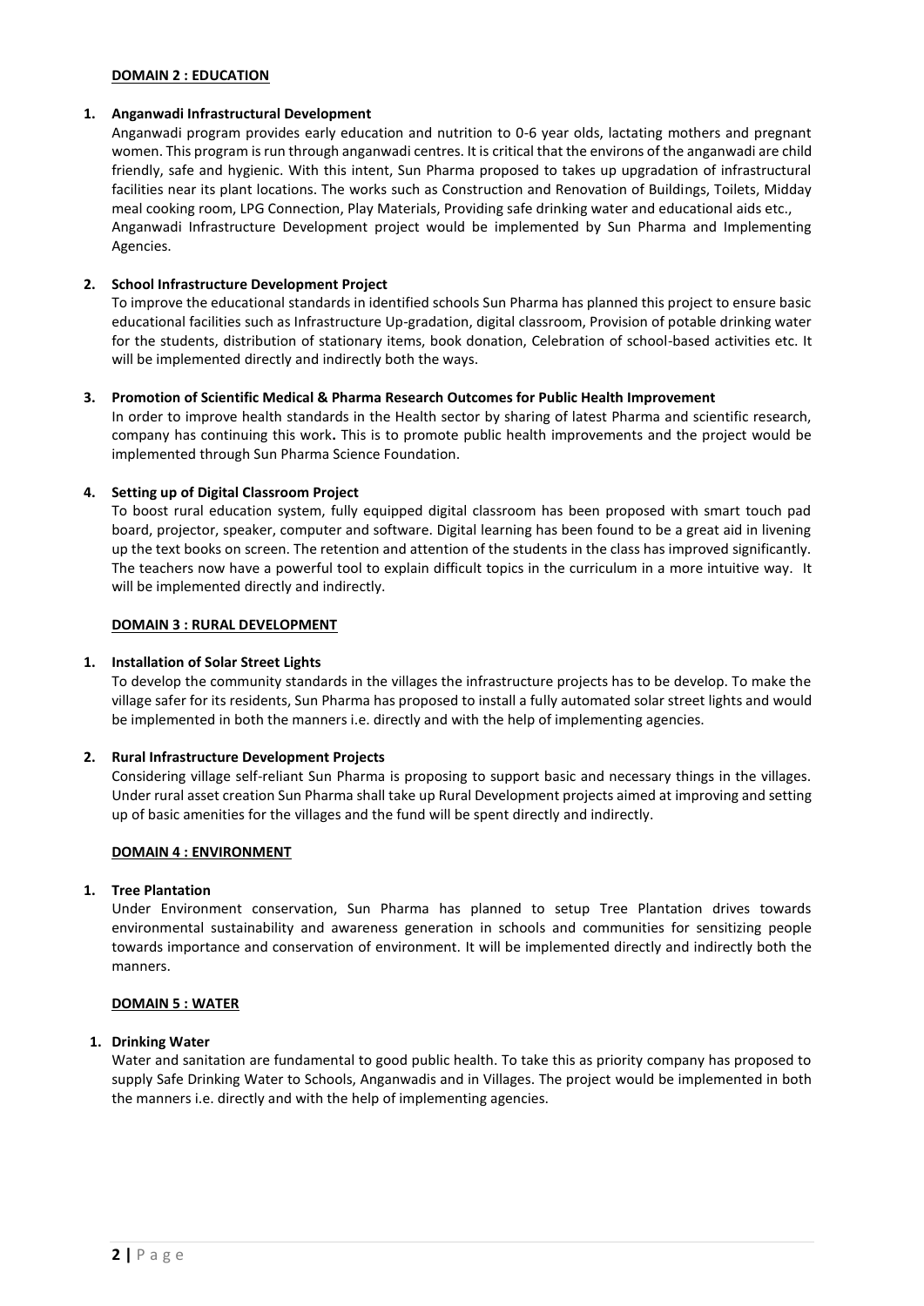## DOMAIN 2 : EDUCATION

**1. Anganwadi Infrastructural Development**

Anganwadi program provides early education and nutrition to 0-6 year olds, lactating mothers and pregnant women. This program is run through anganwadi centres. It is critical that the environs of the anganwadi are child friendly, safe and hygienic. With this intent, Sun Pharma proposed to takes up upgradation of infrastructural facilities near its plant locations. The works such as Construction and Renovation of Buildings, Toilets, Midday meal cooking room, LPG Connection, Play Materials, Providing safe drinking water and educational aids etc., Anganwadi Infrastructure Development project would be implemented by Sun Pharma and Implementing Agencies.

**2. School Infrastructure Development Project**

To improve the educational standards in identified schools Sun Pharma has planned this project to ensure basic educational facilities such as Infrastructure Up-gradation, digital classroom, Provision of potable drinking water for the students, distribution of stationary items, book donation, Celebration of school-based activities etc. It will be implemented directly and indirectly both the ways.

**3. Promotion of Scientific Medical & Pharma Research Outcomes for Public Health Improvement**

In order to improve health standards in the Health sector by sharing of latest Pharma and scientific research, company has continuing this work**.** This is to promote public health improvements and the project would be implemented through Sun Pharma Science Foundation.

**4. Setting up of Digital Classroom Project**

To boost rural education system, fully equipped digital classroom has been proposed with smart touch pad board, projector, speaker, computer and software. Digital learning has been found to be a great aid in livening up the text books on screen. The retention and attention of the students in the class has improved significantly. The teachers now have a powerful tool to explain difficult topics in the curriculum in a more intuitive way. It will be implemented directly and indirectly.

## DOMAIN 3 : RURAL DEVELOPMENT

**1. Installation of Solar Street Lights**

To develop the community standards in the villages the infrastructure projects has to be develop. To make the village safer for its residents, Sun Pharma has proposed to install a fully automated solar street lights and would be implemented in both the manners i.e. directly and with the help of implementing agencies.

**2. Rural Infrastructure Development Projects**

Considering village self-reliant Sun Pharma is proposing to support basic and necessary things in the villages. Under rural asset creation Sun Pharma shall take up Rural Development projects aimed at improving and setting up of basic amenities for the villages and the fund will be spent directly and indirectly.

## DOMAIN 4 : ENVIRONMENT

**1. Tree Plantation**

Under Environment conservation, Sun Pharma has planned to setup Tree Plantation drives towards environmental sustainability and awareness generation in schools and communities for sensitizing people towards importance and conservation of environment. It will be implemented directly and indirectly both the manners.

## DOMAIN 5 : WATER

**1. Drinking Water**

Water and sanitation are fundamental to good public health. To take this as priority company has proposed to supply Safe Drinking Water to Schools, Anganwadis and in Villages. The project would be implemented in both the manners i.e. directly and with the help of implementing agencies.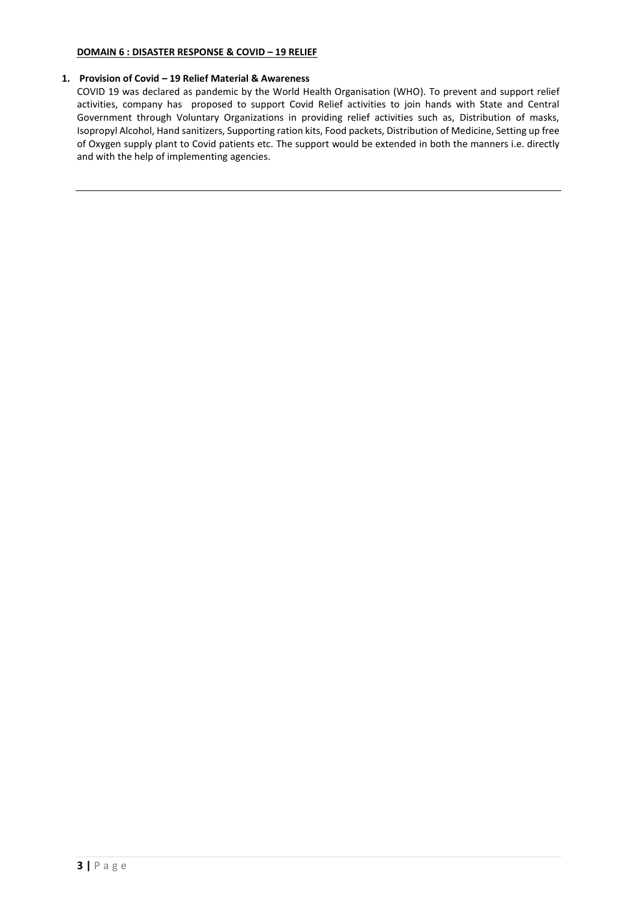**DOMAIN 6 : DISASTER RESPONSE & COVID – 19 RELIEF**

1. **Provision of Covid – 19 Relief Material & Awareness**

   COVID 19 was declared as pandemic by the World Health Organisation (WHO). To prevent and support relief activities, company has proposed to support Covid Relief activities to join hands with State and Central Government through Voluntary Organizations in providing relief activities such as, Distribution of masks, Isopropyl Alcohol, Hand sanitizers, Supporting ration kits, Food packets, Distribution of Medicine, Setting up free of Oxygen supply plant to Covid patients etc. The support would be extended in both the manners i.e. directly and with the help of implementing agencies.

---